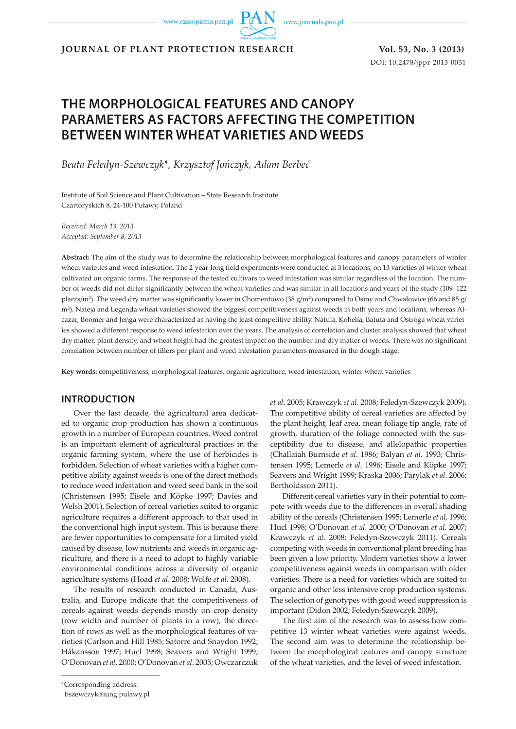# THE MORPHOLOGICAL FEATURES AND CANOPY PARAMETERS AS FACTORS AFFECTING THE COMPETITION BETWEEN WINTER WHEAT VARIETIES AND WEEDS

*Beata Feledyn-Szewczyk\*, Krzysztof Jończyk, Adam Berbeć*

Institute of Soil Science and Plant Cultivation – State Research Institute
Czartoryskich 8, 24-100 Puławy, Poland

*Received: March 13, 2013*
*Accepted: September 8, 2013*

**Abstract:** The aim of the study was to determine the relationship between morphological features and canopy parameters of winter wheat varieties and weed infestation. The 2-year-long field experiments were conducted at 3 locations, on 13 varieties of winter wheat cultivated on organic farms. The response of the tested cultivars to weed infestation was similar regardless of the location. The number of weeds did not differ significantly between the wheat varieties and was similar in all locations and years of the study (109–122 plants/m$^2$). The weed dry matter was significantly lower in Chomentowo (38 g/m$^2$) compared to Osiny and Chwałowice (66 and 85 g/m$^2$). Nateja and Legenda wheat varieties showed the biggest competitiveness against weeds in both years and locations, whereas Alcazar, Boomer and Jenga were characterized as having the least competitive ability. Natula, Kohelia, Batuta and Ostroga wheat varieties showed a different response to weed infestation over the years. The analysis of correlation and cluster analysis showed that wheat dry matter, plant density, and wheat height had the greatest impact on the number and dry matter of weeds. There was no significant correlation between number of tillers per plant and weed infestation parameters measured in the dough stage.

**Key words:** competitiveness, morphological features, organic agriculture, weed infestation, winter wheat varieties

## INTRODUCTION

Over the last decade, the agricultural area dedicated to organic crop production has shown a continuous growth in a number of European countries. Weed control is an important element of agricultural practices in the organic farming system, where the use of herbicides is forbidden. Selection of wheat varieties with a higher competitive ability against weeds is one of the direct methods to reduce weed infestation and weed seed bank in the soil (Christensen 1995; Eisele and Köpke 1997; Davies and Welsh 2001). Selection of cereal varieties suited to organic agriculture requires a different approach to that used in the conventional high input system. This is because there are fewer opportunities to compensate for a limited yield caused by disease, low nutrients and weeds in organic agriculture, and there is a need to adopt to highly variable environmental conditions across a diversity of organic agriculture systems (Hoad *et al*. 2008; Wolfe *et al*. 2008).

The results of research conducted in Canada, Australia, and Europe indicate that the competitiveness of cereals against weeds depends mostly on crop density (row width and number of plants in a row), the direction of rows as well as the morphological features of varieties (Carlson and Hill 1985; Satorre and Snaydon 1992; Håkansson 1997; Hucl 1998; Seavers and Wright 1999; O'Donovan *et al*. 2000; O'Donovan *et al*. 2005; Owczarczuk *et al*. 2005; Krawczyk *et al*. 2008; Feledyn-Szewczyk 2009). The competitive ability of cereal varieties are affected by the plant height, leaf area, mean foliage tip angle, rate of growth, duration of the foliage connected with the susceptibility due to disease, and allelopathic properties (Challaiah Burnside *et al*. 1986; Balyan *et al*. 1993; Christensen 1995; Lemerle *et al*. 1996; Eisele and Köpke 1997; Seavers and Wright 1999; Kraska 2006; Parylak *et al*. 2006; Bertholdsson 2011).

Different cereal varieties vary in their potential to compete with weeds due to the differences in overall shading ability of the cereals (Christensen 1995; Lemerle *et al*. 1996; Hucl 1998; O'Donovan *et al*. 2000; O'Donovan *et al*. 2007; Krawczyk *et al*. 2008; Feledyn-Szewczyk 2011). Cereals competing with weeds in conventional plant breeding has been given a low priority. Modern varieties show a lower competitiveness against weeds in comparison with older varieties. There is a need for varieties which are suited to organic and other less intensive crop production systems. The selection of genotypes with good weed suppression is important (Didon 2002; Feledyn-Szewczyk 2009).

The first aim of the research was to assess how competitive 13 winter wheat varieties were against weeds. The second aim was to determine the relationship between the morphological features and canopy structure of the wheat varieties, and the level of weed infestation.

\*Corresponding address:
bszewczyk@iung.pulawy.pl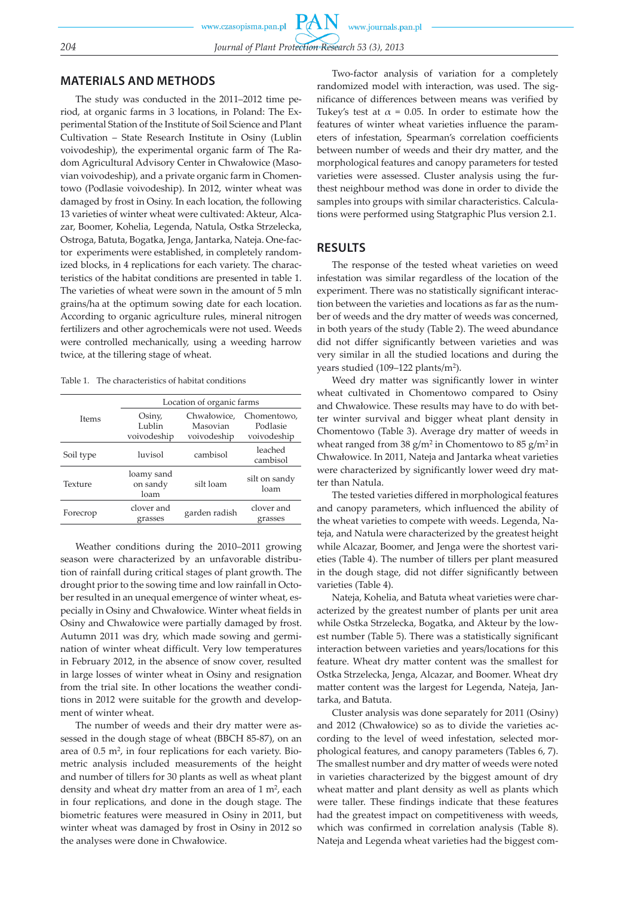## MATERIALS AND METHODS

The study was conducted in the 2011–2012 time period, at organic farms in 3 locations, in Poland: The Experimental Station of the Institute of Soil Science and Plant Cultivation – State Research Institute in Osiny (Lublin voivodeship), the experimental organic farm of The Radom Agricultural Advisory Center in Chwałowice (Masovian voivodeship), and a private organic farm in Chomentowo (Podlasie voivodeship). In 2012, winter wheat was damaged by frost in Osiny. In each location, the following 13 varieties of winter wheat were cultivated: Akteur, Alcazar, Boomer, Kohelia, Legenda, Natula, Ostka Strzelecka, Ostroga, Batuta, Bogatka, Jenga, Jantarka, Nateja. One-factor experiments were established, in completely randomized blocks, in 4 replications for each variety. The characteristics of the habitat conditions are presented in table 1. The varieties of wheat were sown in the amount of 5 mln grains/ha at the optimum sowing date for each location. According to organic agriculture rules, mineral nitrogen fertilizers and other agrochemicals were not used. Weeds were controlled mechanically, using a weeding harrow twice, at the tillering stage of wheat.

Table 1. The characteristics of habitat conditions

| Items | Location of organic farms | | |
|---|---|---|---|
| | Osiny, Lublin voivodeship | Chwałowice, Masovian voivodeship | Chomentowo, Podlasie voivodeship |
| Soil type | luvisol | cambisol | leached cambisol |
| Texture | loamy sand on sandy loam | silt loam | silt on sandy loam |
| Forecrop | clover and grasses | garden radish | clover and grasses |

Weather conditions during the 2010–2011 growing season were characterized by an unfavorable distribution of rainfall during critical stages of plant growth. The drought prior to the sowing time and low rainfall in October resulted in an unequal emergence of winter wheat, especially in Osiny and Chwałowice. Winter wheat fields in Osiny and Chwałowice were partially damaged by frost. Autumn 2011 was dry, which made sowing and germination of winter wheat difficult. Very low temperatures in February 2012, in the absence of snow cover, resulted in large losses of winter wheat in Osiny and resignation from the trial site. In other locations the weather conditions in 2012 were suitable for the growth and development of winter wheat.

The number of weeds and their dry matter were assessed in the dough stage of wheat (BBCH 85-87), on an area of 0.5 m$^2$, in four replications for each variety. Biometric analysis included measurements of the height and number of tillers for 30 plants as well as wheat plant density and wheat dry matter from an area of 1 m$^2$, each in four replications, and done in the dough stage. The biometric features were measured in Osiny in 2011, but winter wheat was damaged by frost in Osiny in 2012 so the analyses were done in Chwałowice.

Two-factor analysis of variation for a completely randomized model with interaction, was used. The significance of differences between means was verified by Tukey's test at $\alpha$ = 0.05. In order to estimate how the features of winter wheat varieties influence the parameters of infestation, Spearman's correlation coefficients between number of weeds and their dry matter, and the morphological features and canopy parameters for tested varieties were assessed. Cluster analysis using the furthest neighbour method was done in order to divide the samples into groups with similar characteristics. Calculations were performed using Statgraphic Plus version 2.1.

## RESULTS

The response of the tested wheat varieties on weed infestation was similar regardless of the location of the experiment. There was no statistically significant interaction between the varieties and locations as far as the number of weeds and the dry matter of weeds was concerned, in both years of the study (Table 2). The weed abundance did not differ significantly between varieties and was very similar in all the studied locations and during the years studied (109–122 plants/m$^2$).

Weed dry matter was significantly lower in winter wheat cultivated in Chomentowo compared to Osiny and Chwałowice. These results may have to do with better winter survival and bigger wheat plant density in Chomentowo (Table 3). Average dry matter of weeds in wheat ranged from 38 g/m$^2$ in Chomentowo to 85 g/m$^2$ in Chwałowice. In 2011, Nateja and Jantarka wheat varieties were characterized by significantly lower weed dry matter than Natula.

The tested varieties differed in morphological features and canopy parameters, which influenced the ability of the wheat varieties to compete with weeds. Legenda, Nateja, and Natula were characterized by the greatest height while Alcazar, Boomer, and Jenga were the shortest varieties (Table 4). The number of tillers per plant measured in the dough stage, did not differ significantly between varieties (Table 4).

Nateja, Kohelia, and Batuta wheat varieties were characterized by the greatest number of plants per unit area while Ostka Strzelecka, Bogatka, and Akteur by the lowest number (Table 5). There was a statistically significant interaction between varieties and years/locations for this feature. Wheat dry matter content was the smallest for Ostka Strzelecka, Jenga, Alcazar, and Boomer. Wheat dry matter content was the largest for Legenda, Nateja, Jantarka, and Batuta.

Cluster analysis was done separately for 2011 (Osiny) and 2012 (Chwałowice) so as to divide the varieties according to the level of weed infestation, selected morphological features, and canopy parameters (Tables 6, 7). The smallest number and dry matter of weeds were noted in varieties characterized by the biggest amount of dry wheat matter and plant density as well as plants which were taller. These findings indicate that these features had the greatest impact on competitiveness with weeds, which was confirmed in correlation analysis (Table 8). Nateja and Legenda wheat varieties had the biggest com-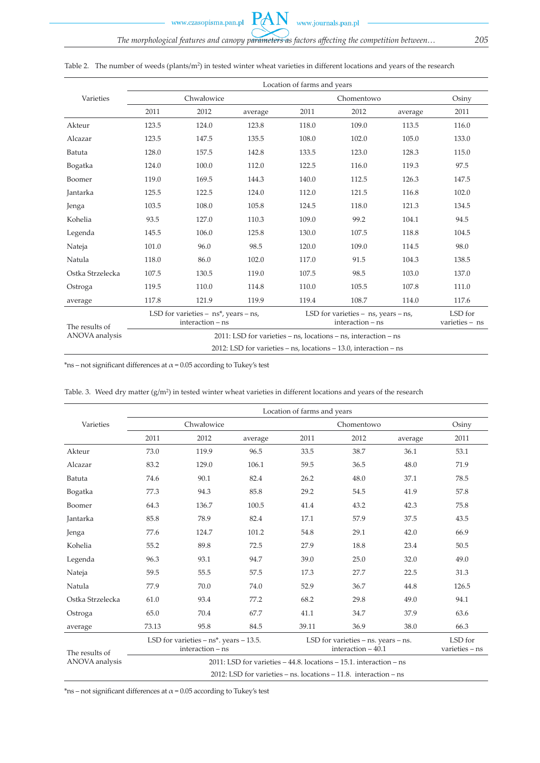Table 2. The number of weeds (plants/m$^2$) in tested winter wheat varieties in different locations and years of the research

| Varieties | Location of farms and years | | | | | | |
|---|---|---|---|---|---|---|---|
| | Chwałowice | | | Chomentowo | | | Osiny |
| | 2011 | 2012 | average | 2011 | 2012 | average | 2011 |
| Akteur | 123.5 | 124.0 | 123.8 | 118.0 | 109.0 | 113.5 | 116.0 |
| Alcazar | 123.5 | 147.5 | 135.5 | 108.0 | 102.0 | 105.0 | 133.0 |
| Batuta | 128.0 | 157.5 | 142.8 | 133.5 | 123.0 | 128.3 | 115.0 |
| Bogatka | 124.0 | 100.0 | 112.0 | 122.5 | 116.0 | 119.3 | 97.5 |
| Boomer | 119.0 | 169.5 | 144.3 | 140.0 | 112.5 | 126.3 | 147.5 |
| Jantarka | 125.5 | 122.5 | 124.0 | 112.0 | 121.5 | 116.8 | 102.0 |
| Jenga | 103.5 | 108.0 | 105.8 | 124.5 | 118.0 | 121.3 | 134.5 |
| Kohelia | 93.5 | 127.0 | 110.3 | 109.0 | 99.2 | 104.1 | 94.5 |
| Legenda | 145.5 | 106.0 | 125.8 | 130.0 | 107.5 | 118.8 | 104.5 |
| Nateja | 101.0 | 96.0 | 98.5 | 120.0 | 109.0 | 114.5 | 98.0 |
| Natula | 118.0 | 86.0 | 102.0 | 117.0 | 91.5 | 104.3 | 138.5 |
| Ostka Strzelecka | 107.5 | 130.5 | 119.0 | 107.5 | 98.5 | 103.0 | 137.0 |
| Ostroga | 119.5 | 110.0 | 114.8 | 110.0 | 105.5 | 107.8 | 111.0 |
| average | 117.8 | 121.9 | 119.9 | 119.4 | 108.7 | 114.0 | 117.6 |
| The results of ANOVA analysis | LSD for varieties – ns*, years – ns, interaction – ns | | | LSD for varieties – ns, years – ns, interaction – ns | | | LSD for varieties – ns |
| | 2011: LSD for varieties – ns, locations – ns, interaction – ns | | | | | | |
| | 2012: LSD for varieties – ns, locations – 13.0, interaction – ns | | | | | | |

*ns – not significant differences at $\alpha = 0.05$ according to Tukey's test

Table. 3. Weed dry matter (g/m$^2$) in tested winter wheat varieties in different locations and years of the research

| Varieties | Location of farms and years | | | | | | |
|---|---|---|---|---|---|---|---|
| | Chwałowice | | | Chomentowo | | | Osiny |
| | 2011 | 2012 | average | 2011 | 2012 | average | 2011 |
| Akteur | 73.0 | 119.9 | 96.5 | 33.5 | 38.7 | 36.1 | 53.1 |
| Alcazar | 83.2 | 129.0 | 106.1 | 59.5 | 36.5 | 48.0 | 71.9 |
| Batuta | 74.6 | 90.1 | 82.4 | 26.2 | 48.0 | 37.1 | 78.5 |
| Bogatka | 77.3 | 94.3 | 85.8 | 29.2 | 54.5 | 41.9 | 57.8 |
| Boomer | 64.3 | 136.7 | 100.5 | 41.4 | 43.2 | 42.3 | 75.8 |
| Jantarka | 85.8 | 78.9 | 82.4 | 17.1 | 57.9 | 37.5 | 43.5 |
| Jenga | 77.6 | 124.7 | 101.2 | 54.8 | 29.1 | 42.0 | 66.9 |
| Kohelia | 55.2 | 89.8 | 72.5 | 27.9 | 18.8 | 23.4 | 50.5 |
| Legenda | 96.3 | 93.1 | 94.7 | 39.0 | 25.0 | 32.0 | 49.0 |
| Nateja | 59.5 | 55.5 | 57.5 | 17.3 | 27.7 | 22.5 | 31.3 |
| Natula | 77.9 | 70.0 | 74.0 | 52.9 | 36.7 | 44.8 | 126.5 |
| Ostka Strzelecka | 61.0 | 93.4 | 77.2 | 68.2 | 29.8 | 49.0 | 94.1 |
| Ostroga | 65.0 | 70.4 | 67.7 | 41.1 | 34.7 | 37.9 | 63.6 |
| average | 73.13 | 95.8 | 84.5 | 39.11 | 36.9 | 38.0 | 66.3 |
| The results of ANOVA analysis | LSD for varieties – ns*. years – 13.5. interaction – ns | | | LSD for varieties – ns. years – ns. interaction – 40.1 | | | LSD for varieties – ns |
| | 2011: LSD for varieties – 44.8. locations – 15.1. interaction – ns | | | | | | |
| | 2012: LSD for varieties – ns. locations – 11.8. interaction – ns | | | | | | |

*ns – not significant differences at $\alpha = 0.05$ according to Tukey's test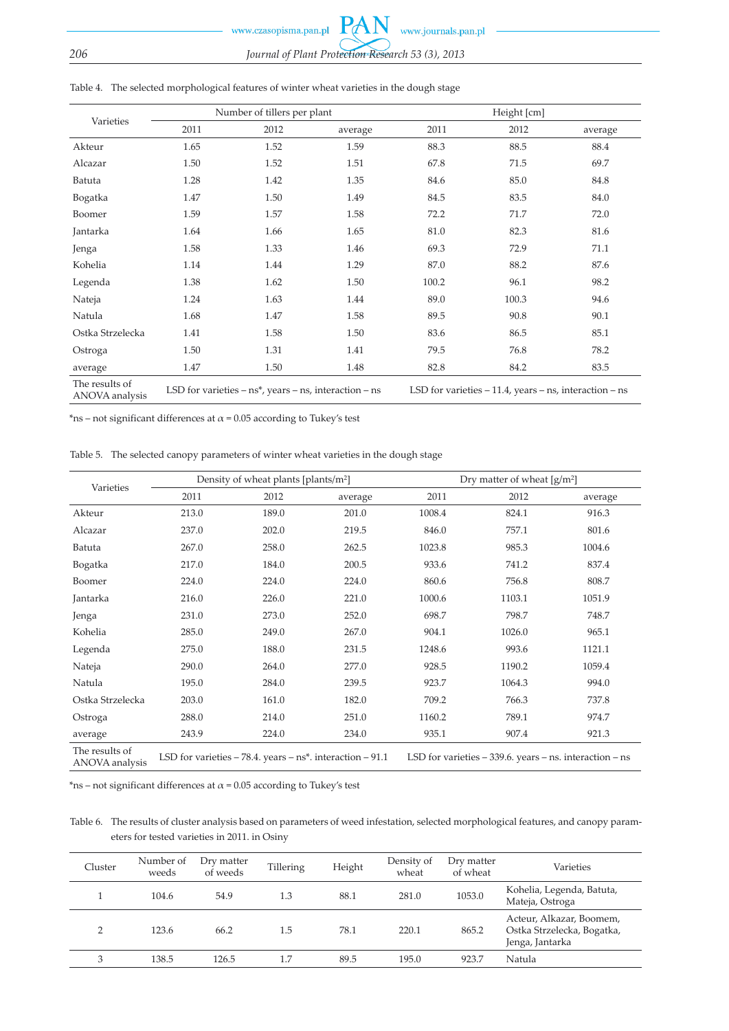Table 4. The selected morphological features of winter wheat varieties in the dough stage

| Varieties | Number of tillers per plant | | | Height [cm] | | |
|---|---|---|---|---|---|---|
| | 2011 | 2012 | average | 2011 | 2012 | average |
| Akteur | 1.65 | 1.52 | 1.59 | 88.3 | 88.5 | 88.4 |
| Alcazar | 1.50 | 1.52 | 1.51 | 67.8 | 71.5 | 69.7 |
| Batuta | 1.28 | 1.42 | 1.35 | 84.6 | 85.0 | 84.8 |
| Bogatka | 1.47 | 1.50 | 1.49 | 84.5 | 83.5 | 84.0 |
| Boomer | 1.59 | 1.57 | 1.58 | 72.2 | 71.7 | 72.0 |
| Jantarka | 1.64 | 1.66 | 1.65 | 81.0 | 82.3 | 81.6 |
| Jenga | 1.58 | 1.33 | 1.46 | 69.3 | 72.9 | 71.1 |
| Kohelia | 1.14 | 1.44 | 1.29 | 87.0 | 88.2 | 87.6 |
| Legenda | 1.38 | 1.62 | 1.50 | 100.2 | 96.1 | 98.2 |
| Nateja | 1.24 | 1.63 | 1.44 | 89.0 | 100.3 | 94.6 |
| Natula | 1.68 | 1.47 | 1.58 | 89.5 | 90.8 | 90.1 |
| Ostka Strzelecka | 1.41 | 1.58 | 1.50 | 83.6 | 86.5 | 85.1 |
| Ostroga | 1.50 | 1.31 | 1.41 | 79.5 | 76.8 | 78.2 |
| average | 1.47 | 1.50 | 1.48 | 82.8 | 84.2 | 83.5 |
| The results of ANOVA analysis | LSD for varieties – ns*, years – ns, interaction – ns | | | LSD for varieties – 11.4, years – ns, interaction – ns | | |

*ns – not significant differences at $\alpha = 0.05$ according to Tukey's test

Table 5. The selected canopy parameters of winter wheat varieties in the dough stage

| Varieties | Density of wheat plants [plants/m$^2$] | | | Dry matter of wheat [g/m$^2$] | | |
|---|---|---|---|---|---|---|
| | 2011 | 2012 | average | 2011 | 2012 | average |
| Akteur | 213.0 | 189.0 | 201.0 | 1008.4 | 824.1 | 916.3 |
| Alcazar | 237.0 | 202.0 | 219.5 | 846.0 | 757.1 | 801.6 |
| Batuta | 267.0 | 258.0 | 262.5 | 1023.8 | 985.3 | 1004.6 |
| Bogatka | 217.0 | 184.0 | 200.5 | 933.6 | 741.2 | 837.4 |
| Boomer | 224.0 | 224.0 | 224.0 | 860.6 | 756.8 | 808.7 |
| Jantarka | 216.0 | 226.0 | 221.0 | 1000.6 | 1103.1 | 1051.9 |
| Jenga | 231.0 | 273.0 | 252.0 | 698.7 | 798.7 | 748.7 |
| Kohelia | 285.0 | 249.0 | 267.0 | 904.1 | 1026.0 | 965.1 |
| Legenda | 275.0 | 188.0 | 231.5 | 1248.6 | 993.6 | 1121.1 |
| Nateja | 290.0 | 264.0 | 277.0 | 928.5 | 1190.2 | 1059.4 |
| Natula | 195.0 | 284.0 | 239.5 | 923.7 | 1064.3 | 994.0 |
| Ostka Strzelecka | 203.0 | 161.0 | 182.0 | 709.2 | 766.3 | 737.8 |
| Ostroga | 288.0 | 214.0 | 251.0 | 1160.2 | 789.1 | 974.7 |
| average | 243.9 | 224.0 | 234.0 | 935.1 | 907.4 | 921.3 |
| The results of ANOVA analysis | LSD for varieties – 78.4. years – ns*. interaction – 91.1 | | | LSD for varieties – 339.6. years – ns. interaction – ns | | |

*ns – not significant differences at $\alpha = 0.05$ according to Tukey's test

Table 6. The results of cluster analysis based on parameters of weed infestation, selected morphological features, and canopy parameters for tested varieties in 2011. in Osiny

| Cluster | Number of weeds | Dry matter of weeds | Tillering | Height | Density of wheat | Dry matter of wheat | Varieties |
|---|---|---|---|---|---|---|---|
| 1 | 104.6 | 54.9 | 1.3 | 88.1 | 281.0 | 1053.0 | Kohelia, Legenda, Batuta, Mateja, Ostroga |
| 2 | 123.6 | 66.2 | 1.5 | 78.1 | 220.1 | 865.2 | Acteur, Alkazar, Boomem, Ostka Strzelecka, Bogatka, Jenga, Jantarka |
| 3 | 138.5 | 126.5 | 1.7 | 89.5 | 195.0 | 923.7 | Natula |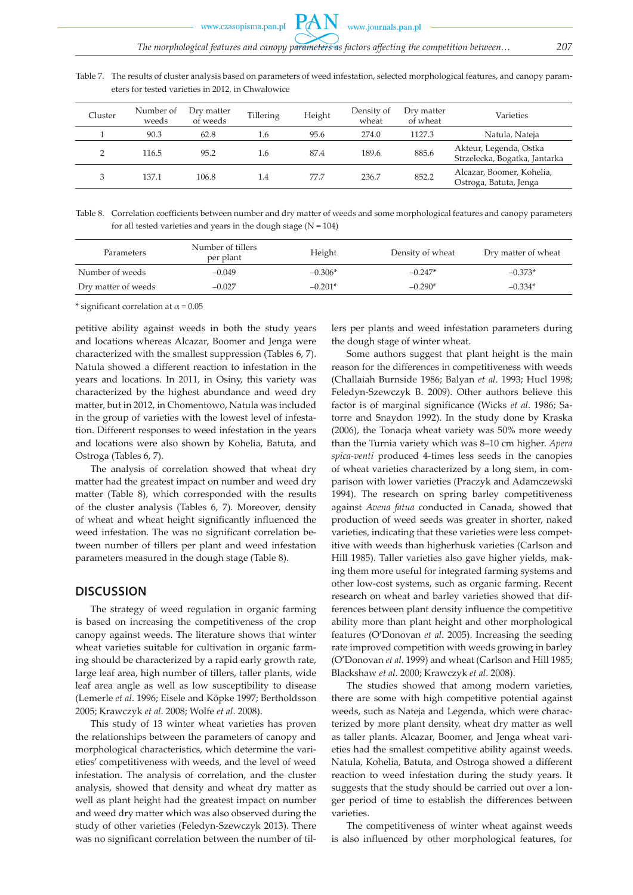Table 7. The results of cluster analysis based on parameters of weed infestation, selected morphological features, and canopy parameters for tested varieties in 2012, in Chwałowice

| Cluster | Number of weeds | Dry matter of weeds | Tillering | Height | Density of wheat | Dry matter of wheat | Varieties |
|---|---|---|---|---|---|---|---|
| 1 | 90.3 | 62.8 | 1.6 | 95.6 | 274.0 | 1127.3 | Natula, Nateja |
| 2 | 116.5 | 95.2 | 1.6 | 87.4 | 189.6 | 885.6 | Akteur, Legenda, Ostka Strzelecka, Bogatka, Jantarka |
| 3 | 137.1 | 106.8 | 1.4 | 77.7 | 236.7 | 852.2 | Alcazar, Boomer, Kohelia, Ostroga, Batuta, Jenga |

Table 8. Correlation coefficients between number and dry matter of weeds and some morphological features and canopy parameters for all tested varieties and years in the dough stage (N = 104)

| Parameters | Number of tillers per plant | Height | Density of wheat | Dry matter of wheat |
|---|---|---|---|---|
| Number of weeds | –0.049 | –0.306* | –0.247* | –0.373* |
| Dry matter of weeds | –0.027 | –0.201* | –0.290* | –0.334* |

* significant correlation at $\alpha = 0.05$

petitive ability against weeds in both the study years and locations whereas Alcazar, Boomer and Jenga were characterized with the smallest suppression (Tables 6, 7). Natula showed a different reaction to infestation in the years and locations. In 2011, in Osiny, this variety was characterized by the highest abundance and weed dry matter, but in 2012, in Chomentowo, Natula was included in the group of varieties with the lowest level of infestation. Different responses to weed infestation in the years and locations were also shown by Kohelia, Batuta, and Ostroga (Tables 6, 7).

The analysis of correlation showed that wheat dry matter had the greatest impact on number and weed dry matter (Table 8), which corresponded with the results of the cluster analysis (Tables 6, 7). Moreover, density of wheat and wheat height significantly influenced the weed infestation. The was no significant correlation between number of tillers per plant and weed infestation parameters measured in the dough stage (Table 8).

## DISCUSSION

The strategy of weed regulation in organic farming is based on increasing the competitiveness of the crop canopy against weeds. The literature shows that winter wheat varieties suitable for cultivation in organic farming should be characterized by a rapid early growth rate, large leaf area, high number of tillers, taller plants, wide leaf area angle as well as low susceptibility to disease (Lemerle *et al*. 1996; Eisele and Köpke 1997; Bertholdsson 2005; Krawczyk *et al*. 2008; Wolfe *et al*. 2008).

This study of 13 winter wheat varieties has proven the relationships between the parameters of canopy and morphological characteristics, which determine the varieties' competitiveness with weeds, and the level of weed infestation. The analysis of correlation, and the cluster analysis, showed that density and wheat dry matter as well as plant height had the greatest impact on number and weed dry matter which was also observed during the study of other varieties (Feledyn-Szewczyk 2013). There was no significant correlation between the number of tillers per plants and weed infestation parameters during the dough stage of winter wheat.

Some authors suggest that plant height is the main reason for the differences in competitiveness with weeds (Challaiah Burnside 1986; Balyan *et al*. 1993; Hucl 1998; Feledyn-Szewczyk B. 2009). Other authors believe this factor is of marginal significance (Wicks *et al*. 1986; Satorre and Snaydon 1992). In the study done by Kraska (2006), the Tonacja wheat variety was 50% more weedy than the Turnia variety which was 8–10 cm higher. *Apera spica-venti* produced 4-times less seeds in the canopies of wheat varieties characterized by a long stem, in comparison with lower varieties (Praczyk and Adamczewski 1994). The research on spring barley competitiveness against *Avena fatua* conducted in Canada, showed that production of weed seeds was greater in shorter, naked varieties, indicating that these varieties were less competitive with weeds than higherhusk varieties (Carlson and Hill 1985). Taller varieties also gave higher yields, making them more useful for integrated farming systems and other low-cost systems, such as organic farming. Recent research on wheat and barley varieties showed that differences between plant density influence the competitive ability more than plant height and other morphological features (O'Donovan *et al*. 2005). Increasing the seeding rate improved competition with weeds growing in barley (O'Donovan *et al*. 1999) and wheat (Carlson and Hill 1985; Blackshaw *et al*. 2000; Krawczyk *et al*. 2008).

The studies showed that among modern varieties, there are some with high competitive potential against weeds, such as Nateja and Legenda, which were characterized by more plant density, wheat dry matter as well as taller plants. Alcazar, Boomer, and Jenga wheat varieties had the smallest competitive ability against weeds. Natula, Kohelia, Batuta, and Ostroga showed a different reaction to weed infestation during the study years. It suggests that the study should be carried out over a longer period of time to establish the differences between varieties.

The competitiveness of winter wheat against weeds is also influenced by other morphological features, for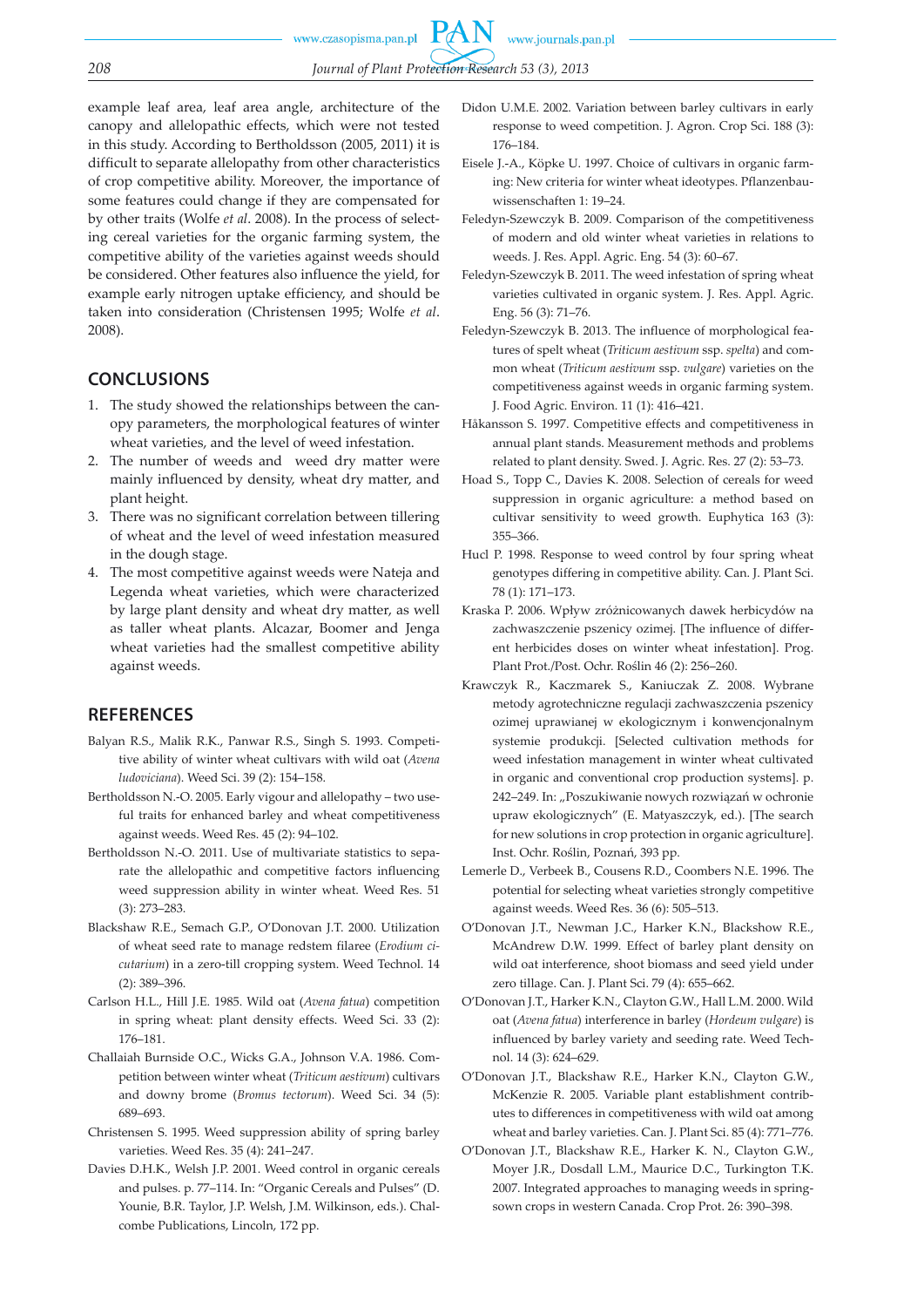example leaf area, leaf area angle, architecture of the canopy and allelopathic effects, which were not tested in this study. According to Bertholdsson (2005, 2011) it is difficult to separate allelopathy from other characteristics of crop competitive ability. Moreover, the importance of some features could change if they are compensated for by other traits (Wolfe *et al*. 2008). In the process of selecting cereal varieties for the organic farming system, the competitive ability of the varieties against weeds should be considered. Other features also influence the yield, for example early nitrogen uptake efficiency, and should be taken into consideration (Christensen 1995; Wolfe *et al*. 2008).

## CONCLUSIONS

1. The study showed the relationships between the canopy parameters, the morphological features of winter wheat varieties, and the level of weed infestation.
2. The number of weeds and weed dry matter were mainly influenced by density, wheat dry matter, and plant height.
3. There was no significant correlation between tillering of wheat and the level of weed infestation measured in the dough stage.
4. The most competitive against weeds were Nateja and Legenda wheat varieties, which were characterized by large plant density and wheat dry matter, as well as taller wheat plants. Alcazar, Boomer and Jenga wheat varieties had the smallest competitive ability against weeds.

## REFERENCES

Balyan R.S., Malik R.K., Panwar R.S., Singh S. 1993. Competitive ability of winter wheat cultivars with wild oat (*Avena ludoviciana*). Weed Sci. 39 (2): 154–158.

Bertholdsson N.-O. 2005. Early vigour and allelopathy – two useful traits for enhanced barley and wheat competitiveness against weeds. Weed Res. 45 (2): 94–102.

Bertholdsson N.-O. 2011. Use of multivariate statistics to separate the allelopathic and competitive factors influencing weed suppression ability in winter wheat. Weed Res. 51 (3): 273–283.

Blackshaw R.E., Semach G.P., O'Donovan J.T. 2000. Utilization of wheat seed rate to manage redstem filaree (*Erodium cicutarium*) in a zero-till cropping system. Weed Technol. 14 (2): 389–396.

Carlson H.L., Hill J.E. 1985. Wild oat (*Avena fatua*) competition in spring wheat: plant density effects. Weed Sci. 33 (2): 176–181.

Challaiah Burnside O.C., Wicks G.A., Johnson V.A. 1986. Competition between winter wheat (*Triticum aestivum*) cultivars and downy brome (*Bromus tectorum*). Weed Sci. 34 (5): 689–693.

Christensen S. 1995. Weed suppression ability of spring barley varieties. Weed Res. 35 (4): 241–247.

Davies D.H.K., Welsh J.P. 2001. Weed control in organic cereals and pulses. p. 77–114. In: "Organic Cereals and Pulses" (D. Younie, B.R. Taylor, J.P. Welsh, J.M. Wilkinson, eds.). Chalcombe Publications, Lincoln, 172 pp.

Didon U.M.E. 2002. Variation between barley cultivars in early response to weed competition. J. Agron. Crop Sci. 188 (3): 176–184.

Eisele J.-A., Köpke U. 1997. Choice of cultivars in organic farming: New criteria for winter wheat ideotypes. Pflanzenbauwissenschaften 1: 19–24.

Feledyn-Szewczyk B. 2009. Comparison of the competitiveness of modern and old winter wheat varieties in relations to weeds. J. Res. Appl. Agric. Eng. 54 (3): 60–67.

Feledyn-Szewczyk B. 2011. The weed infestation of spring wheat varieties cultivated in organic system. J. Res. Appl. Agric. Eng. 56 (3): 71–76.

Feledyn-Szewczyk B. 2013. The influence of morphological features of spelt wheat (*Triticum aestivum* ssp. *spelta*) and common wheat (*Triticum aestivum* ssp. *vulgare*) varieties on the competitiveness against weeds in organic farming system. J. Food Agric. Environ. 11 (1): 416–421.

Håkansson S. 1997. Competitive effects and competitiveness in annual plant stands. Measurement methods and problems related to plant density. Swed. J. Agric. Res. 27 (2): 53–73.

Hoad S., Topp C., Davies K. 2008. Selection of cereals for weed suppression in organic agriculture: a method based on cultivar sensitivity to weed growth. Euphytica 163 (3): 355–366.

Hucl P. 1998. Response to weed control by four spring wheat genotypes differing in competitive ability. Can. J. Plant Sci. 78 (1): 171–173.

Kraska P. 2006. Wpływ zróżnicowanych dawek herbicydów na zachwaszczenie pszenicy ozimej. [The influence of different herbicides doses on winter wheat infestation]. Prog. Plant Prot./Post. Ochr. Roślin 46 (2): 256–260.

Krawczyk R., Kaczmarek S., Kaniuczak Z. 2008. Wybrane metody agrotechniczne regulacji zachwaszczenia pszenicy ozimej uprawianej w ekologicznym i konwencjonalnym systemie produkcji. [Selected cultivation methods for weed infestation management in winter wheat cultivated in organic and conventional crop production systems]. p. 242–249. In: „Poszukiwanie nowych rozwiązań w ochronie upraw ekologicznych" (E. Matyaszczyk, ed.). [The search for new solutions in crop protection in organic agriculture]. Inst. Ochr. Roślin, Poznań, 393 pp.

Lemerle D., Verbeek B., Cousens R.D., Coombers N.E. 1996. The potential for selecting wheat varieties strongly competitive against weeds. Weed Res. 36 (6): 505–513.

O'Donovan J.T., Newman J.C., Harker K.N., Blackshow R.E., McAndrew D.W. 1999. Effect of barley plant density on wild oat interference, shoot biomass and seed yield under zero tillage. Can. J. Plant Sci. 79 (4): 655–662.

O'Donovan J.T., Harker K.N., Clayton G.W., Hall L.M. 2000. Wild oat (*Avena fatua*) interference in barley (*Hordeum vulgare*) is influenced by barley variety and seeding rate. Weed Technol. 14 (3): 624–629.

O'Donovan J.T., Blackshaw R.E., Harker K.N., Clayton G.W., McKenzie R. 2005. Variable plant establishment contributes to differences in competitiveness with wild oat among wheat and barley varieties. Can. J. Plant Sci. 85 (4): 771–776.

O'Donovan J.T., Blackshaw R.E., Harker K. N., Clayton G.W., Moyer J.R., Dosdall L.M., Maurice D.C., Turkington T.K. 2007. Integrated approaches to managing weeds in spring-sown crops in western Canada. Crop Prot. 26: 390–398.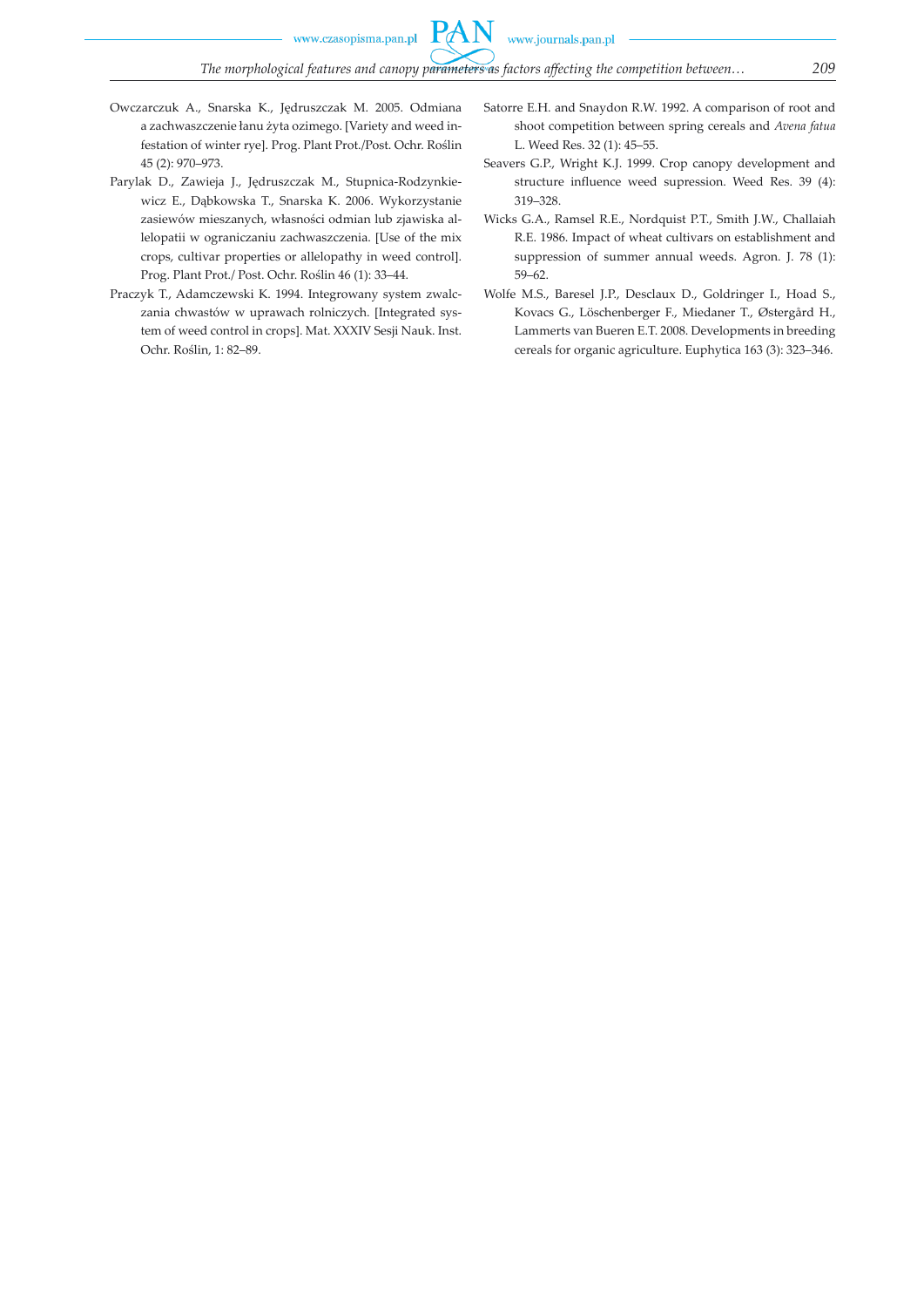Owczarczuk A., Snarska K., Jędruszczak M. 2005. Odmiana a zachwaszczenie łanu żyta ozimego. [Variety and weed infestation of winter rye]. Prog. Plant Prot./Post. Ochr. Roślin 45 (2): 970–973.

Parylak D., Zawieja J., Jędruszczak M., Stupnica-Rodzynkiewicz E., Dąbkowska T., Snarska K. 2006. Wykorzystanie zasiewów mieszanych, własności odmian lub zjawiska allelopatii w ograniczaniu zachwaszczenia. [Use of the mix crops, cultivar properties or allelopathy in weed control]. Prog. Plant Prot./ Post. Ochr. Roślin 46 (1): 33–44.

Praczyk T., Adamczewski K. 1994. Integrowany system zwalczania chwastów w uprawach rolniczych. [Integrated system of weed control in crops]. Mat. XXXIV Sesji Nauk. Inst. Ochr. Roślin, 1: 82–89.

Satorre E.H. and Snaydon R.W. 1992. A comparison of root and shoot competition between spring cereals and *Avena fatua* L. Weed Res. 32 (1): 45–55.

Seavers G.P., Wright K.J. 1999. Crop canopy development and structure influence weed supression. Weed Res. 39 (4): 319–328.

Wicks G.A., Ramsel R.E., Nordquist P.T., Smith J.W., Challaiah R.E. 1986. Impact of wheat cultivars on establishment and suppression of summer annual weeds. Agron. J. 78 (1): 59–62.

Wolfe M.S., Baresel J.P., Desclaux D., Goldringer I., Hoad S., Kovacs G., Löschenberger F., Miedaner T., Østergård H., Lammerts van Bueren E.T. 2008. Developments in breeding cereals for organic agriculture. Euphytica 163 (3): 323–346.